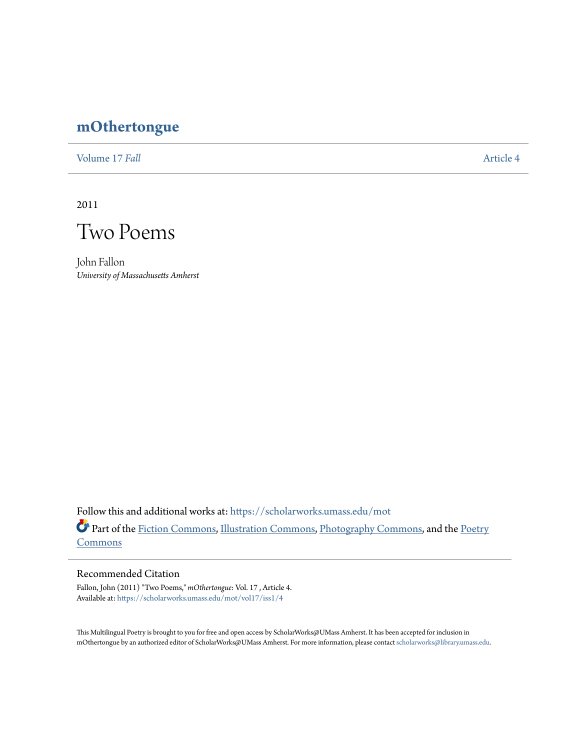# mOthertongue

Volume 17 *Fall* | Article 4

2011

# Two Poems

John Fallon
*University of Massachusetts Amherst*

Follow this and additional works at: https://scholarworks.umass.edu/mot

Part of the Fiction Commons, Illustration Commons, Photography Commons, and the Poetry Commons

## Recommended Citation

Fallon, John (2011) "Two Poems," *mOthertongue*: Vol. 17 , Article 4.
Available at: https://scholarworks.umass.edu/mot/vol17/iss1/4

This Multilingual Poetry is brought to you for free and open access by ScholarWorks@UMass Amherst. It has been accepted for inclusion in mOthertongue by an authorized editor of ScholarWorks@UMass Amherst. For more information, please contact scholarworks@library.umass.edu.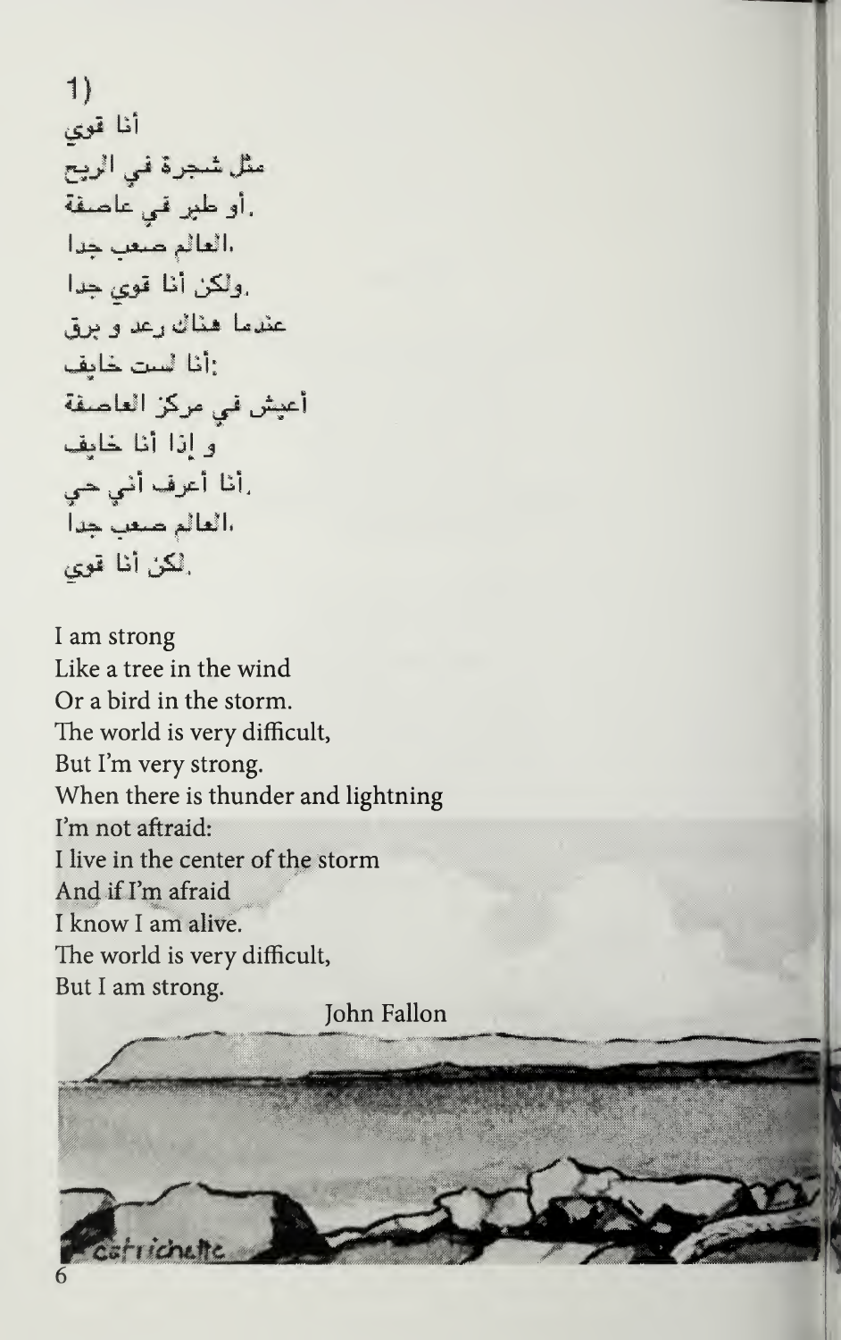1)

أنا قوي
مثل شجرة في الريح
.أو طير في عاصفة
.العالم صعب جدا
.ولكن أنا قوي جدا
عندما هناك رعد و برق
:أنا لست خايف
أعيش في مركز العاصفة
و إذا أنا خايف
.أنا أعرف أني حي
.العالم صعب جدا
.لكن أنا قوي

I am strong
Like a tree in the wind
Or a bird in the storm.
The world is very difficult,
But I'm very strong.
When there is thunder and lightning
I'm not aftraid:
I live in the center of the storm
And if I'm afraid
I know I am alive.
The world is very difficult,
But I am strong.

John Fallon

catrichette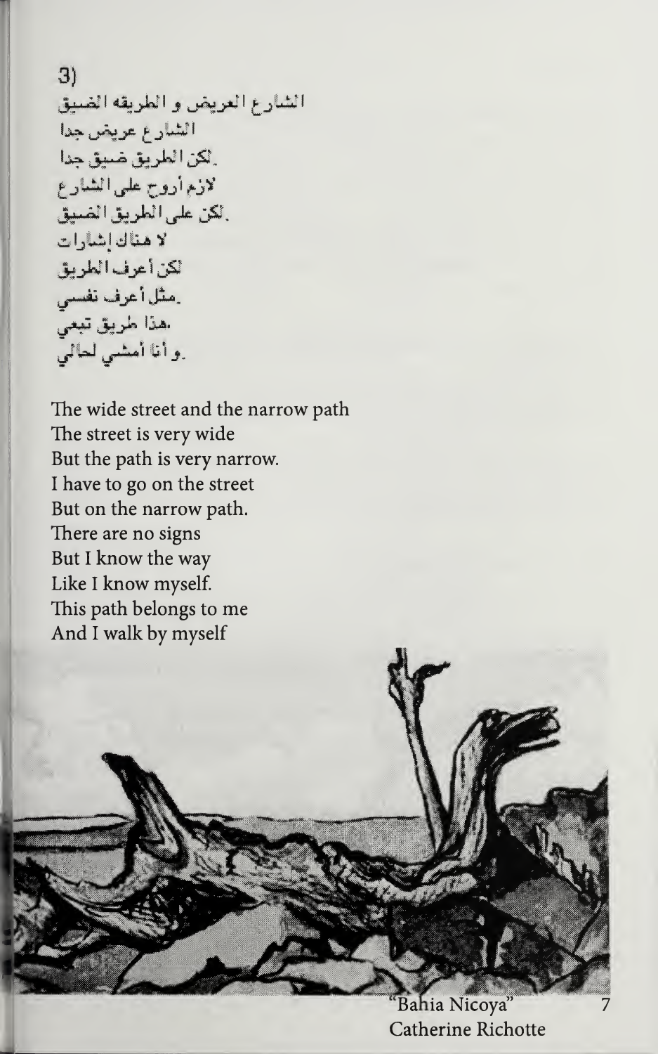3)

الشارع العريض و الطريقه الضيق

الشارع عريض جدا

.لكن الطريق ضيق جدا

لازم أروح على الشارع

.لكن على الطريق الضيق

لا هناك إشارات

لكن أعرف الطريق

.مثل أعرف نفسي

.هذا طريق تبعي

.و أنا أمشي لحالي

The wide street and the narrow path
The street is very wide
But the path is very narrow.
I have to go on the street
But on the narrow path.
There are no signs
But I know the way
Like I know myself.
This path belongs to me
And I walk by myself

"Bahia Nicoya"
Catherine Richotte